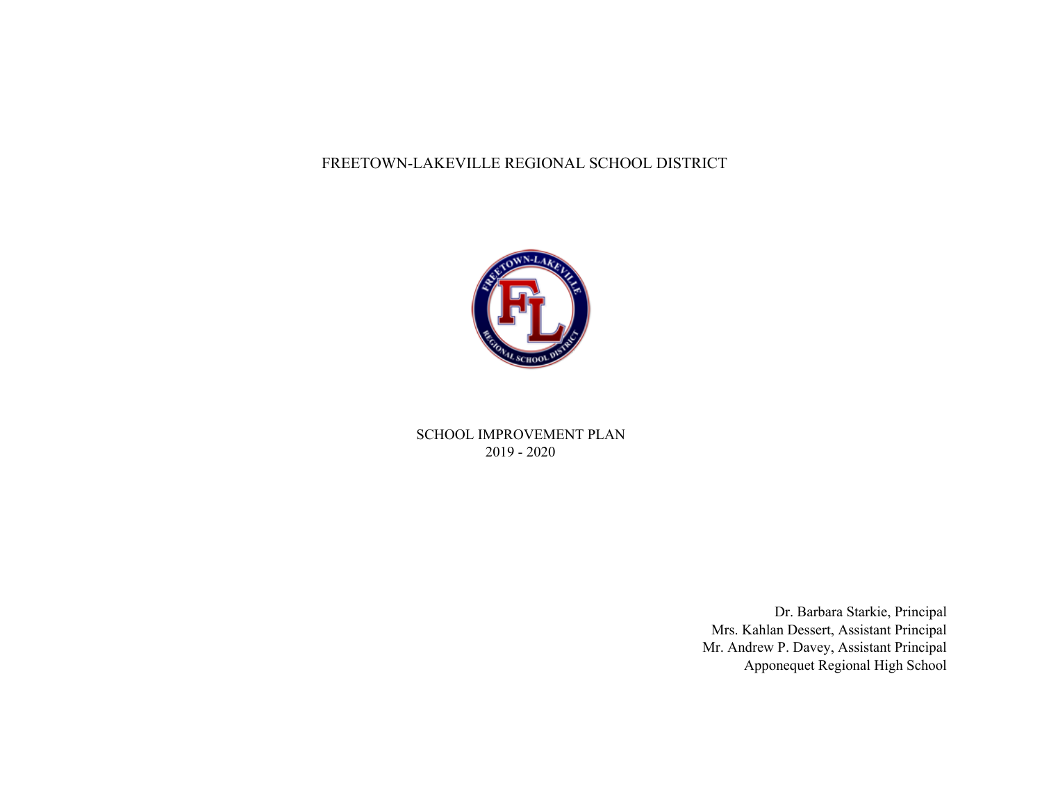# FREETOWN-LAKEVILLE REGIONAL SCHOOL DISTRICT

## SCHOOL IMPROVEMENT PLAN
2019 - 2020

Dr. Barbara Starkie, Principal
Mrs. Kahlan Dessert, Assistant Principal
Mr. Andrew P. Davey, Assistant Principal
Apponequet Regional High School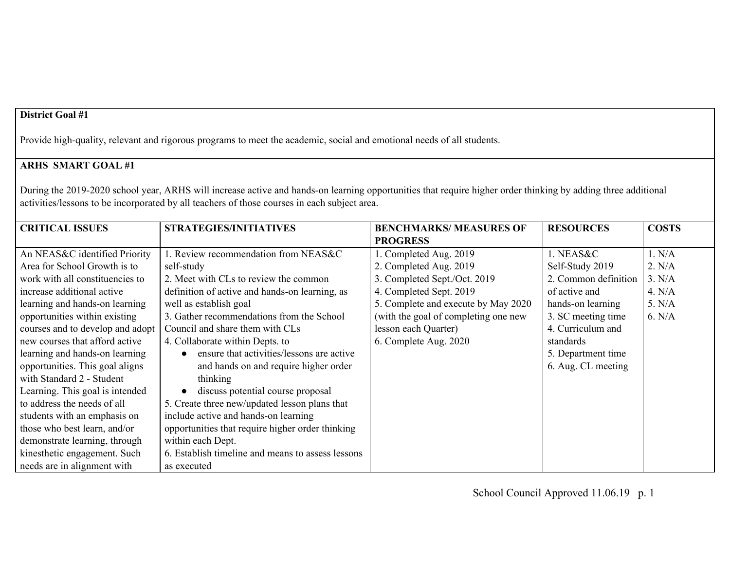**District Goal #1**

Provide high-quality, relevant and rigorous programs to meet the academic, social and emotional needs of all students.

**ARHS SMART GOAL #1**

During the 2019-2020 school year, ARHS will increase active and hands-on learning opportunities that require higher order thinking by adding three additional activities/lessons to be incorporated by all teachers of those courses in each subject area.

| CRITICAL ISSUES | STRATEGIES/INITIATIVES | BENCHMARKS/ MEASURES OF PROGRESS | RESOURCES | COSTS |
|---|---|---|---|---|
| An NEAS&C identified Priority Area for School Growth is to work with all constituencies to increase additional active learning and hands-on learning opportunities within existing courses and to develop and adopt new courses that afford active learning and hands-on learning opportunities. This goal aligns with Standard 2 - Student Learning. This goal is intended to address the needs of all students with an emphasis on those who best learn, and/or demonstrate learning, through kinesthetic engagement. Such needs are in alignment with | 1. Review recommendation from NEAS&C self-study<br>2. Meet with CLs to review the common definition of active and hands-on learning, as well as establish goal<br>3. Gather recommendations from the School Council and share them with CLs<br>4. Collaborate within Depts. to<br>• ensure that activities/lessons are active and hands on and require higher order thinking<br>• discuss potential course proposal<br>5. Create three new/updated lesson plans that include active and hands-on learning opportunities that require higher order thinking within each Dept.<br>6. Establish timeline and means to assess lessons as executed | 1. Completed Aug. 2019<br>2. Completed Aug. 2019<br>3. Completed Sept./Oct. 2019<br>4. Completed Sept. 2019<br>5. Complete and execute by May 2020 (with the goal of completing one new lesson each Quarter)<br>6. Complete Aug. 2020 | 1. NEAS&C Self-Study 2019<br>2. Common definition of active and hands-on learning<br>3. SC meeting time<br>4. Curriculum and standards<br>5. Department time<br>6. Aug. CL meeting | 1. N/A<br>2. N/A<br>3. N/A<br>4. N/A<br>5. N/A<br>6. N/A |

School Council Approved 11.06.19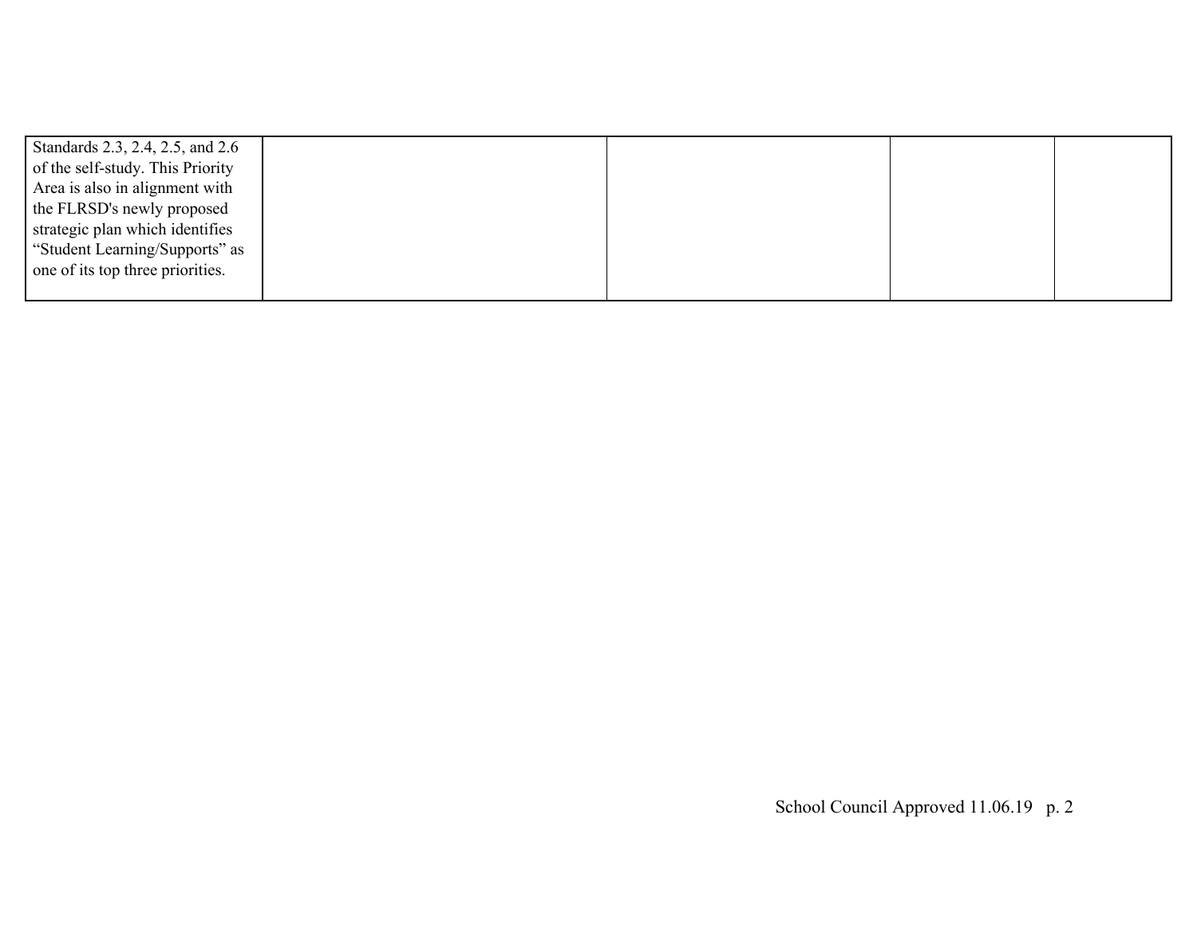| | | | | |
|---|---|---|---|---|
| Standards 2.3, 2.4, 2.5, and 2.6 of the self-study. This Priority Area is also in alignment with the FLRSD's newly proposed strategic plan which identifies "Student Learning/Supports" as one of its top three priorities. | | | | |

School Council Approved 11.06.19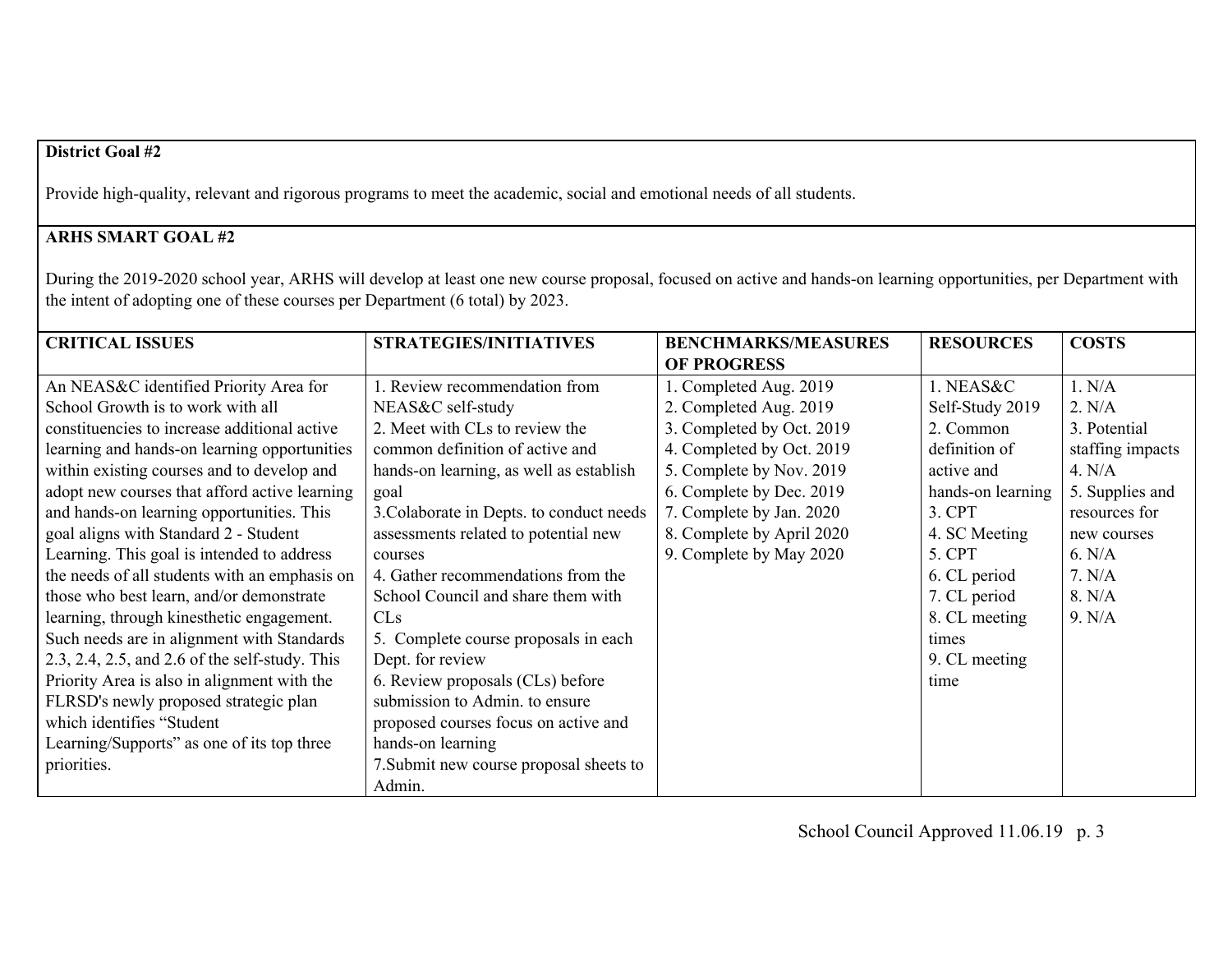**District Goal #2**

Provide high-quality, relevant and rigorous programs to meet the academic, social and emotional needs of all students.

**ARHS SMART GOAL #2**

During the 2019-2020 school year, ARHS will develop at least one new course proposal, focused on active and hands-on learning opportunities, per Department with the intent of adopting one of these courses per Department (6 total) by 2023.

| CRITICAL ISSUES | STRATEGIES/INITIATIVES | BENCHMARKS/MEASURES OF PROGRESS | RESOURCES | COSTS |
|---|---|---|---|---|
| An NEAS&C identified Priority Area for School Growth is to work with all constituencies to increase additional active learning and hands-on learning opportunities within existing courses and to develop and adopt new courses that afford active learning and hands-on learning opportunities. This goal aligns with Standard 2 - Student Learning. This goal is intended to address the needs of all students with an emphasis on those who best learn, and/or demonstrate learning, through kinesthetic engagement. Such needs are in alignment with Standards 2.3, 2.4, 2.5, and 2.6 of the self-study. This Priority Area is also in alignment with the FLRSD's newly proposed strategic plan which identifies "Student Learning/Supports" as one of its top three priorities. | 1. Review recommendation from NEAS&C self-study<br>2. Meet with CLs to review the common definition of active and hands-on learning, as well as establish goal<br>3.Colaborate in Depts. to conduct needs assessments related to potential new courses<br>4. Gather recommendations from the School Council and share them with CLs<br>5. Complete course proposals in each Dept. for review<br>6. Review proposals (CLs) before submission to Admin. to ensure proposed courses focus on active and hands-on learning<br>7.Submit new course proposal sheets to Admin. | 1. Completed Aug. 2019<br>2. Completed Aug. 2019<br>3. Completed by Oct. 2019<br>4. Completed by Oct. 2019<br>5. Complete by Nov. 2019<br>6. Complete by Dec. 2019<br>7. Complete by Jan. 2020<br>8. Complete by April 2020<br>9. Complete by May 2020 | 1. NEAS&C Self-Study 2019<br>2. Common definition of active and hands-on learning<br>3. CPT<br>4. SC Meeting<br>5. CPT<br>6. CL period<br>7. CL period<br>8. CL meeting times<br>9. CL meeting time | 1. N/A<br>2. N/A<br>3. Potential staffing impacts<br>4. N/A<br>5. Supplies and resources for new courses<br>6. N/A<br>7. N/A<br>8. N/A<br>9. N/A |

School Council Approved 11.06.19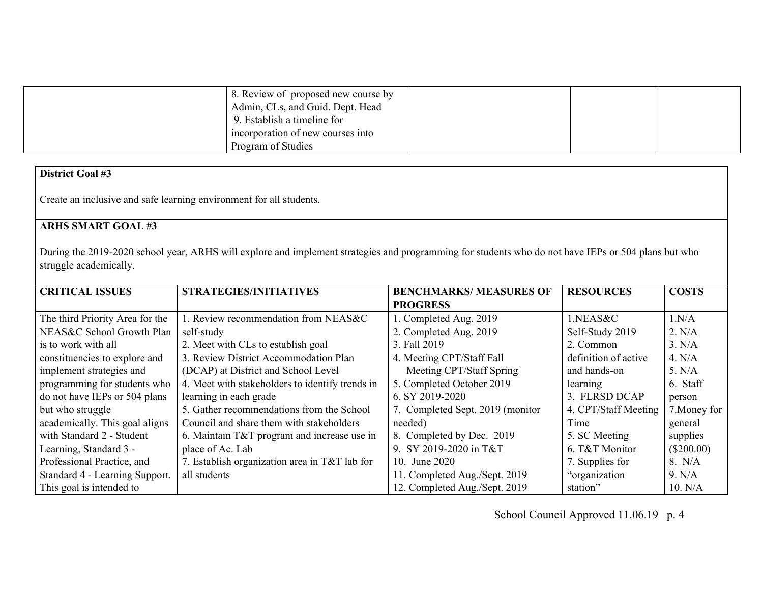|  | 8. Review of proposed new course by Admin, CLs, and Guid. Dept. Head<br>9. Establish a timeline for incorporation of new courses into Program of Studies |  |  |  |
|---|---|---|---|---|

**District Goal #3**

Create an inclusive and safe learning environment for all students.

**ARHS SMART GOAL #3**

During the 2019-2020 school year, ARHS will explore and implement strategies and programming for students who do not have IEPs or 504 plans but who struggle academically.

| CRITICAL ISSUES | STRATEGIES/INITIATIVES | BENCHMARKS/ MEASURES OF PROGRESS | RESOURCES | COSTS |
|---|---|---|---|---|
| The third Priority Area for the NEAS&C School Growth Plan is to work with all constituencies to explore and implement strategies and programming for students who do not have IEPs or 504 plans but who struggle academically. This goal aligns with Standard 2 - Student Learning, Standard 3 - Professional Practice, and Standard 4 - Learning Support. This goal is intended to | 1. Review recommendation from NEAS&C self-study<br>2. Meet with CLs to establish goal<br>3. Review District Accommodation Plan (DCAP) at District and School Level<br>4. Meet with stakeholders to identify trends in learning in each grade<br>5. Gather recommendations from the School Council and share them with stakeholders<br>6. Maintain T&T program and increase use in place of Ac. Lab<br>7. Establish organization area in T&T lab for all students | 1. Completed Aug. 2019<br>2. Completed Aug. 2019<br>3. Fall 2019<br>4. Meeting CPT/Staff Fall<br>Meeting CPT/Staff Spring<br>5. Completed October 2019<br>6. SY 2019-2020<br>7. Completed Sept. 2019 (monitor needed)<br>8. Completed by Dec. 2019<br>9. SY 2019-2020 in T&T<br>10. June 2020<br>11. Completed Aug./Sept. 2019<br>12. Completed Aug./Sept. 2019 | 1.NEAS&C Self-Study 2019<br>2. Common definition of active and hands-on learning<br>3. FLRSD DCAP<br>4. CPT/Staff Meeting Time<br>5. SC Meeting<br>6. T&T Monitor<br>7. Supplies for "organization station" | 1.N/A<br>2. N/A<br>3. N/A<br>4. N/A<br>5. N/A<br>6. Staff person<br>7.Money for general supplies ($200.00)<br>8. N/A<br>9. N/A<br>10. N/A |

School Council Approved 11.06.19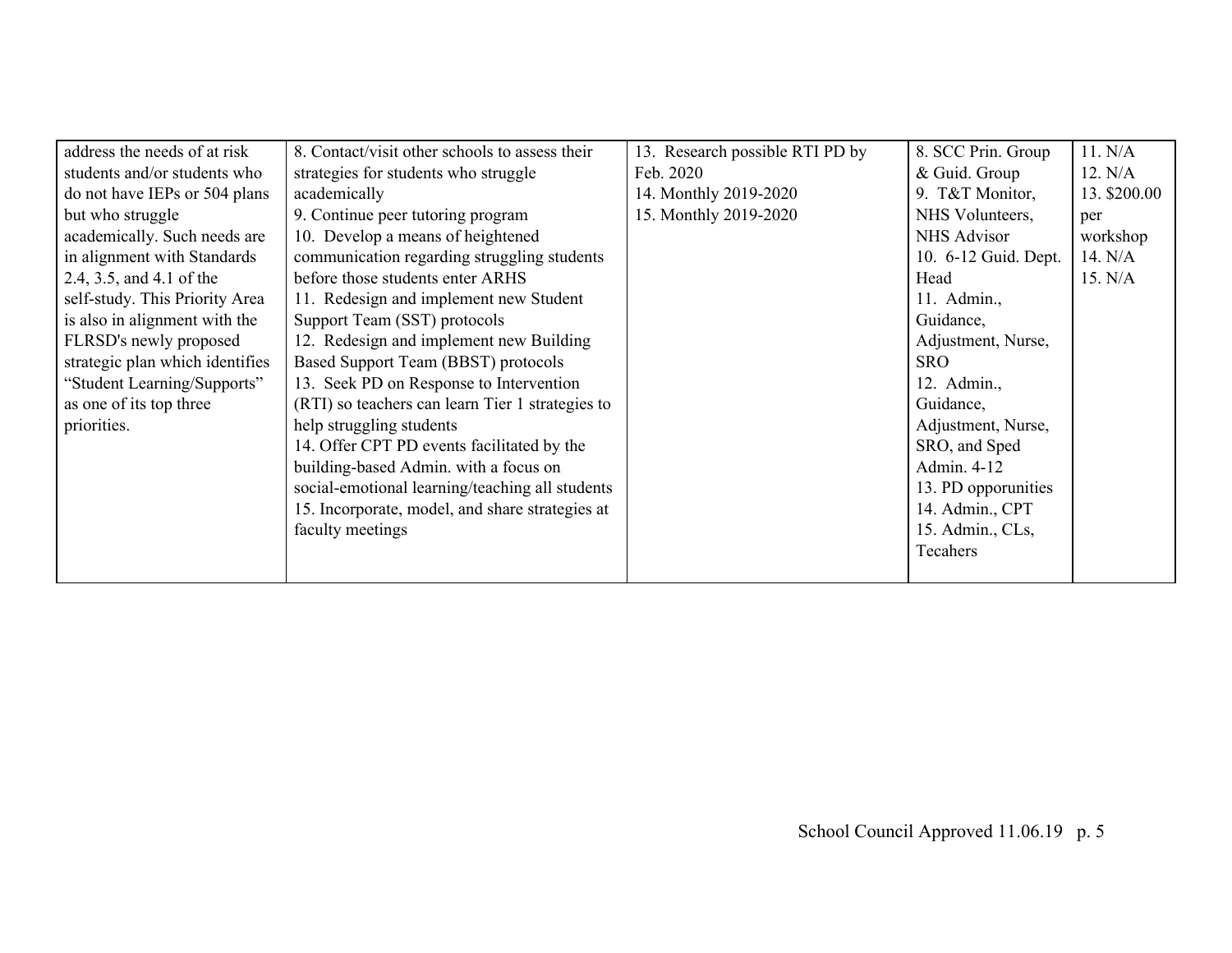| | | | | |
|---|---|---|---|---|
| address the needs of at risk students and/or students who do not have IEPs or 504 plans but who struggle academically. Such needs are in alignment with Standards 2.4, 3.5, and 4.1 of the self-study. This Priority Area is also in alignment with the FLRSD's newly proposed strategic plan which identifies "Student Learning/Supports" as one of its top three priorities. | 8. Contact/visit other schools to assess their strategies for students who struggle academically<br>9. Continue peer tutoring program<br>10. Develop a means of heightened communication regarding struggling students before those students enter ARHS<br>11. Redesign and implement new Student Support Team (SST) protocols<br>12. Redesign and implement new Building Based Support Team (BBST) protocols<br>13. Seek PD on Response to Intervention (RTI) so teachers can learn Tier 1 strategies to help struggling students<br>14. Offer CPT PD events facilitated by the building-based Admin. with a focus on social-emotional learning/teaching all students<br>15. Incorporate, model, and share strategies at faculty meetings | 13. Research possible RTI PD by Feb. 2020<br>14. Monthly 2019-2020<br>15. Monthly 2019-2020 | 8. SCC Prin. Group & Guid. Group<br>9. T&T Monitor, NHS Volunteers, NHS Advisor<br>10. 6-12 Guid. Dept. Head<br>11. Admin., Guidance, Adjustment, Nurse, SRO<br>12. Admin., Guidance, Adjustment, Nurse, SRO, and Sped Admin. 4-12<br>13. PD opporunities<br>14. Admin., CPT<br>15. Admin., CLs, Tecahers | 11. N/A<br>12. N/A<br>13. $200.00 per workshop<br>14. N/A<br>15. N/A |

School Council Approved 11.06.19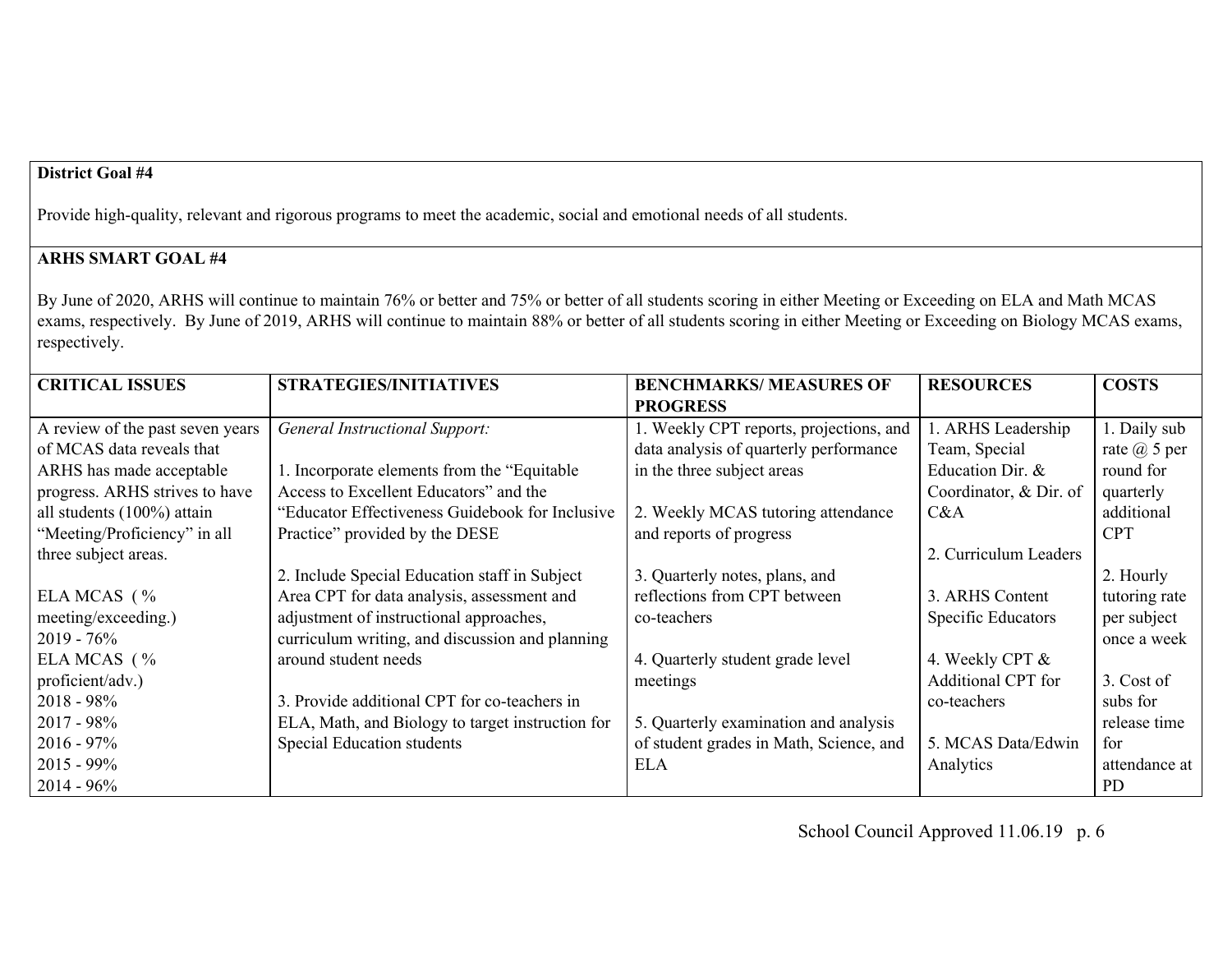**District Goal #4**

Provide high-quality, relevant and rigorous programs to meet the academic, social and emotional needs of all students.

**ARHS SMART GOAL #4**

By June of 2020, ARHS will continue to maintain 76% or better and 75% or better of all students scoring in either Meeting or Exceeding on ELA and Math MCAS exams, respectively. By June of 2019, ARHS will continue to maintain 88% or better of all students scoring in either Meeting or Exceeding on Biology MCAS exams, respectively.

| CRITICAL ISSUES | STRATEGIES/INITIATIVES | BENCHMARKS/ MEASURES OF PROGRESS | RESOURCES | COSTS |
|---|---|---|---|---|
| A review of the past seven years of MCAS data reveals that ARHS has made acceptable progress. ARHS strives to have all students (100%) attain "Meeting/Proficiency" in all three subject areas.<br><br>ELA MCAS ( % meeting/exceeding.)<br>2019 - 76%<br>ELA MCAS ( % proficient/adv.)<br>2018 - 98%<br>2017 - 98%<br>2016 - 97%<br>2015 - 99%<br>2014 - 96% | *General Instructional Support:*<br><br>1. Incorporate elements from the "Equitable Access to Excellent Educators" and the "Educator Effectiveness Guidebook for Inclusive Practice" provided by the DESE<br><br>2. Include Special Education staff in Subject Area CPT for data analysis, assessment and adjustment of instructional approaches, curriculum writing, and discussion and planning around student needs<br><br>3. Provide additional CPT for co-teachers in ELA, Math, and Biology to target instruction for Special Education students | 1. Weekly CPT reports, projections, and data analysis of quarterly performance in the three subject areas<br><br>2. Weekly MCAS tutoring attendance and reports of progress<br><br>3. Quarterly notes, plans, and reflections from CPT between co-teachers<br><br>4. Quarterly student grade level meetings<br><br>5. Quarterly examination and analysis of student grades in Math, Science, and ELA | 1. ARHS Leadership Team, Special Education Dir. & Coordinator, & Dir. of C&A<br><br>2. Curriculum Leaders<br><br>3. ARHS Content Specific Educators<br><br>4. Weekly CPT & Additional CPT for co-teachers<br><br>5. MCAS Data/Edwin Analytics | 1. Daily sub rate @ 5 per round for quarterly additional CPT<br><br>2. Hourly tutoring rate per subject once a week<br><br>3. Cost of subs for release time for attendance at PD |

School Council Approved 11.06.19 p. 6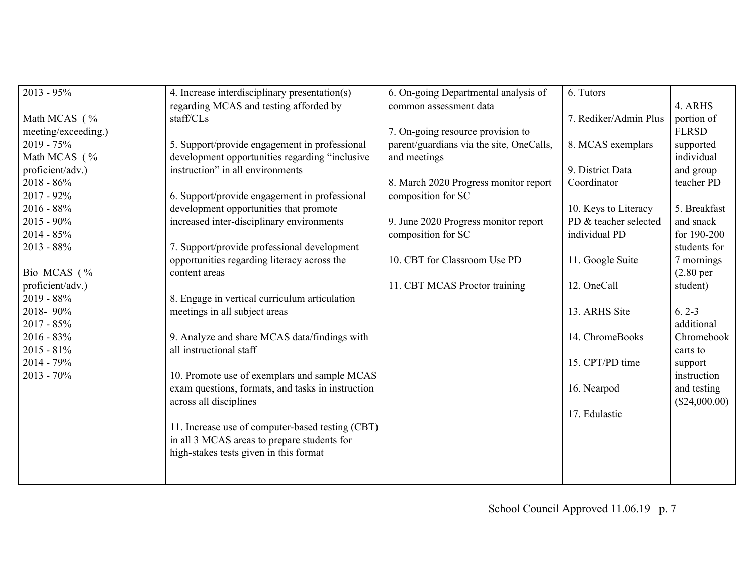| | | | | |
|---|---|---|---|---|
| 2013 - 95%<br><br>Math MCAS ( % meeting/exceeding.)<br>2019 - 75%<br>Math MCAS ( % proficient/adv.)<br>2018 - 86%<br>2017 - 92%<br>2016 - 88%<br>2015 - 90%<br>2014 - 85%<br>2013 - 88%<br><br>Bio MCAS ( % proficient/adv.)<br>2019 - 88%<br>2018- 90%<br>2017 - 85%<br>2016 - 83%<br>2015 - 81%<br>2014 - 79%<br>2013 - 70% | 4. Increase interdisciplinary presentation(s) regarding MCAS and testing afforded by staff/CLs<br><br>5. Support/provide engagement in professional development opportunities regarding "inclusive instruction" in all environments<br><br>6. Support/provide engagement in professional development opportunities that promote increased inter-disciplinary environments<br><br>7. Support/provide professional development opportunities regarding literacy across the content areas<br><br>8. Engage in vertical curriculum articulation meetings in all subject areas<br><br>9. Analyze and share MCAS data/findings with all instructional staff<br><br>10. Promote use of exemplars and sample MCAS exam questions, formats, and tasks in instruction across all disciplines<br><br>11. Increase use of computer-based testing (CBT) in all 3 MCAS areas to prepare students for high-stakes tests given in this format | 6. On-going Departmental analysis of common assessment data<br><br>7. On-going resource provision to parent/guardians via the site, OneCalls, and meetings<br><br>8. March 2020 Progress monitor report composition for SC<br><br>9. June 2020 Progress monitor report composition for SC<br><br>10. CBT for Classroom Use PD<br><br>11. CBT MCAS Proctor training | 6. Tutors<br><br>7. Rediker/Admin Plus<br><br>8. MCAS exemplars<br><br>9. District Data Coordinator<br><br>10. Keys to Literacy PD & teacher selected individual PD<br><br>11. Google Suite<br><br>12. OneCall<br><br>13. ARHS Site<br><br>14. ChromeBooks<br><br>15. CPT/PD time<br><br>16. Nearpod<br><br>17. Edulastic | 4. ARHS portion of FLRSD supported individual and group teacher PD<br><br>5. Breakfast and snack for 190-200 students for 7 mornings (2.80 per student)<br><br>6. 2-3 additional Chromebook carts to support instruction and testing ($24,000.00) |

School Council Approved 11.06.19 p. 7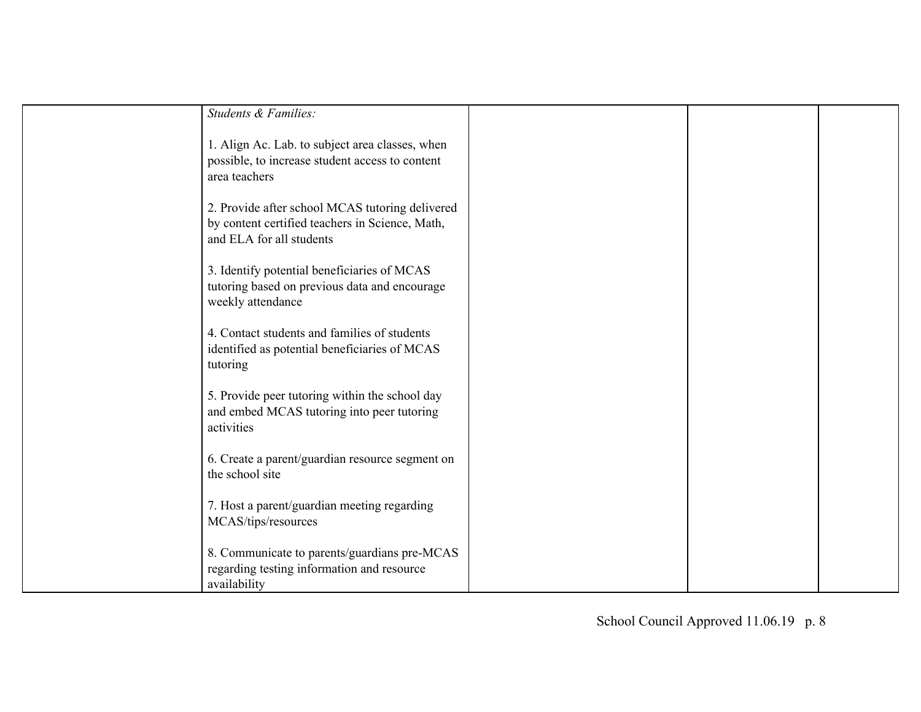| | | | | |
|---|---|---|---|---|
| | *Students & Families:*<br><br>1. Align Ac. Lab. to subject area classes, when possible, to increase student access to content area teachers<br><br>2. Provide after school MCAS tutoring delivered by content certified teachers in Science, Math, and ELA for all students<br><br>3. Identify potential beneficiaries of MCAS tutoring based on previous data and encourage weekly attendance<br><br>4. Contact students and families of students identified as potential beneficiaries of MCAS tutoring<br><br>5. Provide peer tutoring within the school day and embed MCAS tutoring into peer tutoring activities<br><br>6. Create a parent/guardian resource segment on the school site<br><br>7. Host a parent/guardian meeting regarding MCAS/tips/resources<br><br>8. Communicate to parents/guardians pre-MCAS regarding testing information and resource availability | | | |

School Council Approved 11.06.19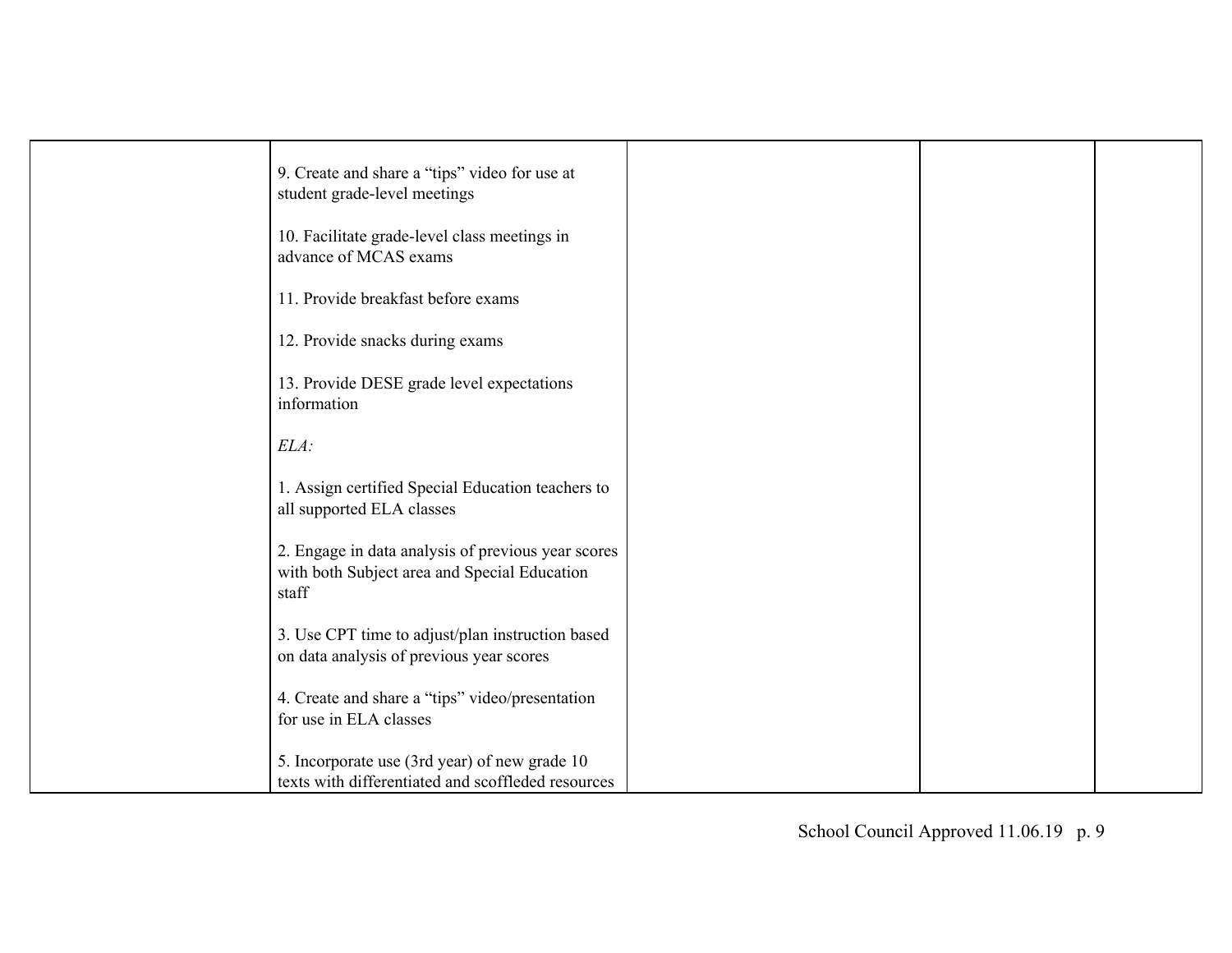| | | | | |
|---|---|---|---|---|
| | 9. Create and share a "tips" video for use at student grade-level meetings<br><br>10. Facilitate grade-level class meetings in advance of MCAS exams<br><br>11. Provide breakfast before exams<br><br>12. Provide snacks during exams<br><br>13. Provide DESE grade level expectations information<br><br>*ELA:*<br><br>1. Assign certified Special Education teachers to all supported ELA classes<br><br>2. Engage in data analysis of previous year scores with both Subject area and Special Education staff<br><br>3. Use CPT time to adjust/plan instruction based on data analysis of previous year scores<br><br>4. Create and share a "tips" video/presentation for use in ELA classes<br><br>5. Incorporate use (3rd year) of new grade 10 texts with differentiated and scoffleded resources | | | |

School Council Approved 11.06.19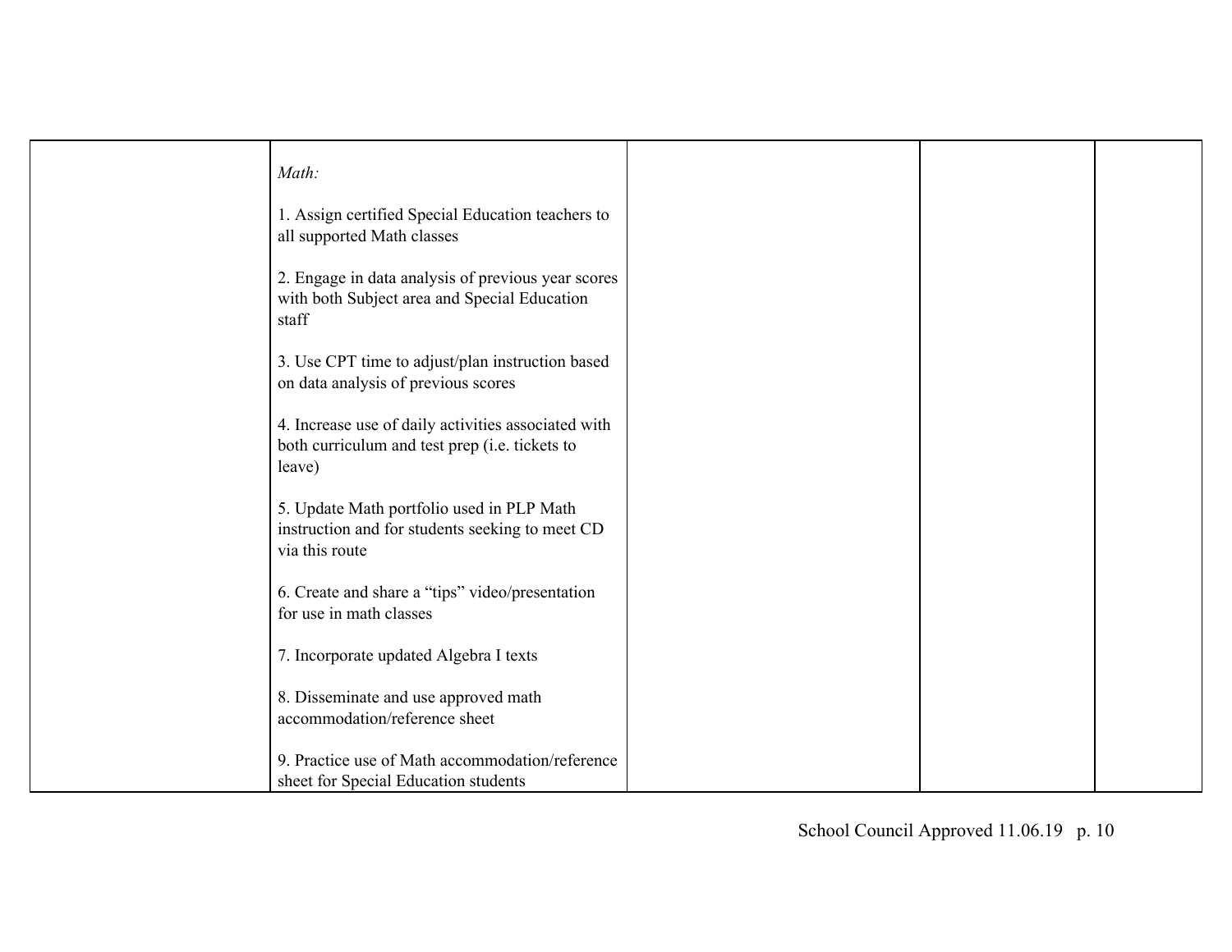| | | | | |
|---|---|---|---|---|
| | *Math:*<br><br>1. Assign certified Special Education teachers to all supported Math classes<br><br>2. Engage in data analysis of previous year scores with both Subject area and Special Education staff<br><br>3. Use CPT time to adjust/plan instruction based on data analysis of previous scores<br><br>4. Increase use of daily activities associated with both curriculum and test prep (i.e. tickets to leave)<br><br>5. Update Math portfolio used in PLP Math instruction and for students seeking to meet CD via this route<br><br>6. Create and share a "tips" video/presentation for use in math classes<br><br>7. Incorporate updated Algebra I texts<br><br>8. Disseminate and use approved math accommodation/reference sheet<br><br>9. Practice use of Math accommodation/reference sheet for Special Education students | | | |

School Council Approved 11.06.19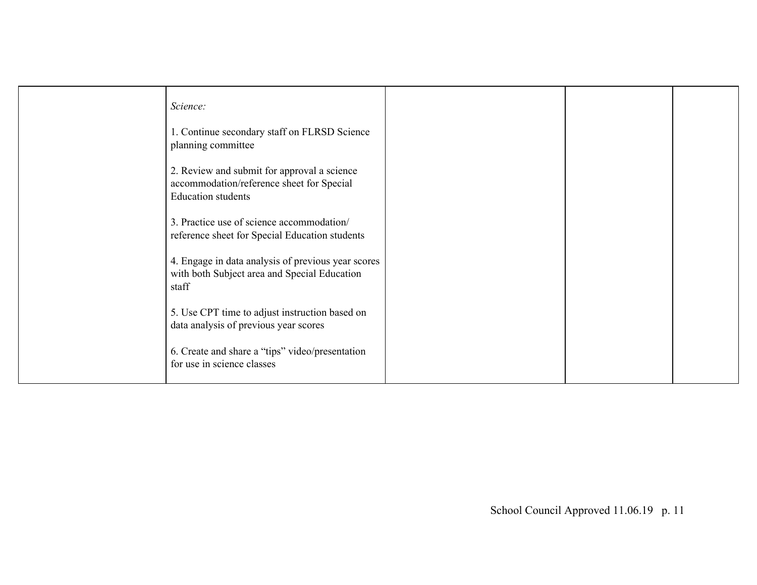| | | | | |
|---|---|---|---|---|
| | *Science:*<br><br>1. Continue secondary staff on FLRSD Science planning committee<br><br>2. Review and submit for approval a science accommodation/reference sheet for Special Education students<br><br>3. Practice use of science accommodation/ reference sheet for Special Education students<br><br>4. Engage in data analysis of previous year scores with both Subject area and Special Education staff<br><br>5. Use CPT time to adjust instruction based on data analysis of previous year scores<br><br>6. Create and share a "tips" video/presentation for use in science classes | | | |

School Council Approved 11.06.19